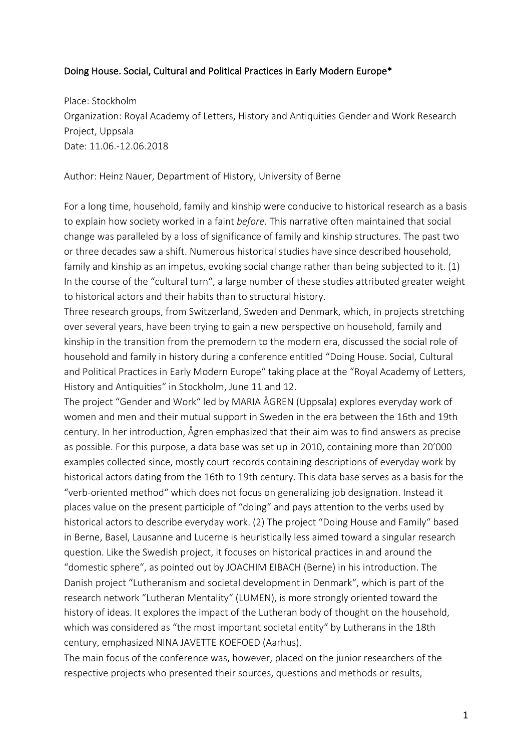Doing House. Social, Cultural and Political Practices in Early Modern Europe*

Place: Stockholm
Organization: Royal Academy of Letters, History and Antiquities Gender and Work Research Project, Uppsala
Date: 11.06.-12.06.2018

Author: Heinz Nauer, Department of History, University of Berne

For a long time, household, family and kinship were conducive to historical research as a basis to explain how society worked in a faint *before*. This narrative often maintained that social change was paralleled by a loss of significance of family and kinship structures. The past two or three decades saw a shift. Numerous historical studies have since described household, family and kinship as an impetus, evoking social change rather than being subjected to it. (1) In the course of the "cultural turn", a large number of these studies attributed greater weight to historical actors and their habits than to structural history.

Three research groups, from Switzerland, Sweden and Denmark, which, in projects stretching over several years, have been trying to gain a new perspective on household, family and kinship in the transition from the premodern to the modern era, discussed the social role of household and family in history during a conference entitled "Doing House. Social, Cultural and Political Practices in Early Modern Europe" taking place at the "Royal Academy of Letters, History and Antiquities" in Stockholm, June 11 and 12.

The project "Gender and Work" led by MARIA ÅGREN (Uppsala) explores everyday work of women and men and their mutual support in Sweden in the era between the 16th and 19th century. In her introduction, Ågren emphasized that their aim was to find answers as precise as possible. For this purpose, a data base was set up in 2010, containing more than 20'000 examples collected since, mostly court records containing descriptions of everyday work by historical actors dating from the 16th to 19th century. This data base serves as a basis for the "verb-oriented method" which does not focus on generalizing job designation. Instead it places value on the present participle of "doing" and pays attention to the verbs used by historical actors to describe everyday work. (2) The project "Doing House and Family" based in Berne, Basel, Lausanne and Lucerne is heuristically less aimed toward a singular research question. Like the Swedish project, it focuses on historical practices in and around the "domestic sphere", as pointed out by JOACHIM EIBACH (Berne) in his introduction. The Danish project "Lutheranism and societal development in Denmark", which is part of the research network "Lutheran Mentality" (LUMEN), is more strongly oriented toward the history of ideas. It explores the impact of the Lutheran body of thought on the household, which was considered as "the most important societal entity" by Lutherans in the 18th century, emphasized NINA JAVETTE KOEFOED (Aarhus).

The main focus of the conference was, however, placed on the junior researchers of the respective projects who presented their sources, questions and methods or results,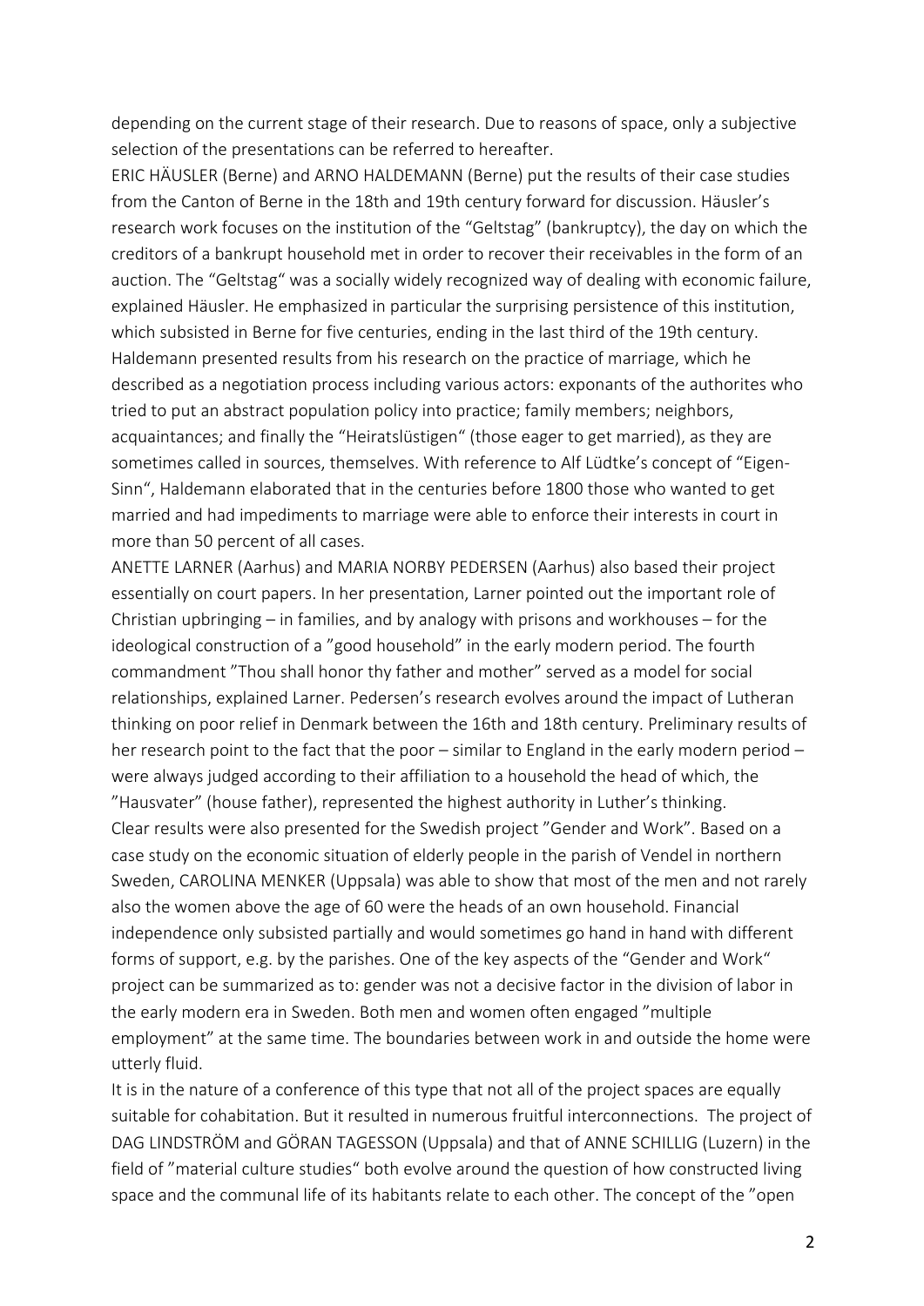depending on the current stage of their research. Due to reasons of space, only a subjective selection of the presentations can be referred to hereafter.

ERIC HÄUSLER (Berne) and ARNO HALDEMANN (Berne) put the results of their case studies from the Canton of Berne in the 18th and 19th century forward for discussion. Häusler's research work focuses on the institution of the "Geltstag" (bankruptcy), the day on which the creditors of a bankrupt household met in order to recover their receivables in the form of an auction. The "Geltstag" was a socially widely recognized way of dealing with economic failure, explained Häusler. He emphasized in particular the surprising persistence of this institution, which subsisted in Berne for five centuries, ending in the last third of the 19th century. Haldemann presented results from his research on the practice of marriage, which he described as a negotiation process including various actors: exponants of the authorites who tried to put an abstract population policy into practice; family members; neighbors, acquaintances; and finally the "Heiratslüstigen" (those eager to get married), as they are sometimes called in sources, themselves. With reference to Alf Lüdtke's concept of "Eigen-Sinn", Haldemann elaborated that in the centuries before 1800 those who wanted to get married and had impediments to marriage were able to enforce their interests in court in more than 50 percent of all cases.

ANETTE LARNER (Aarhus) and MARIA NORBY PEDERSEN (Aarhus) also based their project essentially on court papers. In her presentation, Larner pointed out the important role of Christian upbringing – in families, and by analogy with prisons and workhouses – for the ideological construction of a "good household" in the early modern period. The fourth commandment "Thou shall honor thy father and mother" served as a model for social relationships, explained Larner. Pedersen's research evolves around the impact of Lutheran thinking on poor relief in Denmark between the 16th and 18th century. Preliminary results of her research point to the fact that the poor – similar to England in the early modern period – were always judged according to their affiliation to a household the head of which, the "Hausvater" (house father), represented the highest authority in Luther's thinking.

Clear results were also presented for the Swedish project "Gender and Work". Based on a case study on the economic situation of elderly people in the parish of Vendel in northern Sweden, CAROLINA MENKER (Uppsala) was able to show that most of the men and not rarely also the women above the age of 60 were the heads of an own household. Financial independence only subsisted partially and would sometimes go hand in hand with different forms of support, e.g. by the parishes. One of the key aspects of the "Gender and Work" project can be summarized as to: gender was not a decisive factor in the division of labor in the early modern era in Sweden. Both men and women often engaged "multiple employment" at the same time. The boundaries between work in and outside the home were utterly fluid.

It is in the nature of a conference of this type that not all of the project spaces are equally suitable for cohabitation. But it resulted in numerous fruitful interconnections. The project of DAG LINDSTRÖM and GÖRAN TAGESSON (Uppsala) and that of ANNE SCHILLIG (Luzern) in the field of "material culture studies" both evolve around the question of how constructed living space and the communal life of its habitants relate to each other. The concept of the "open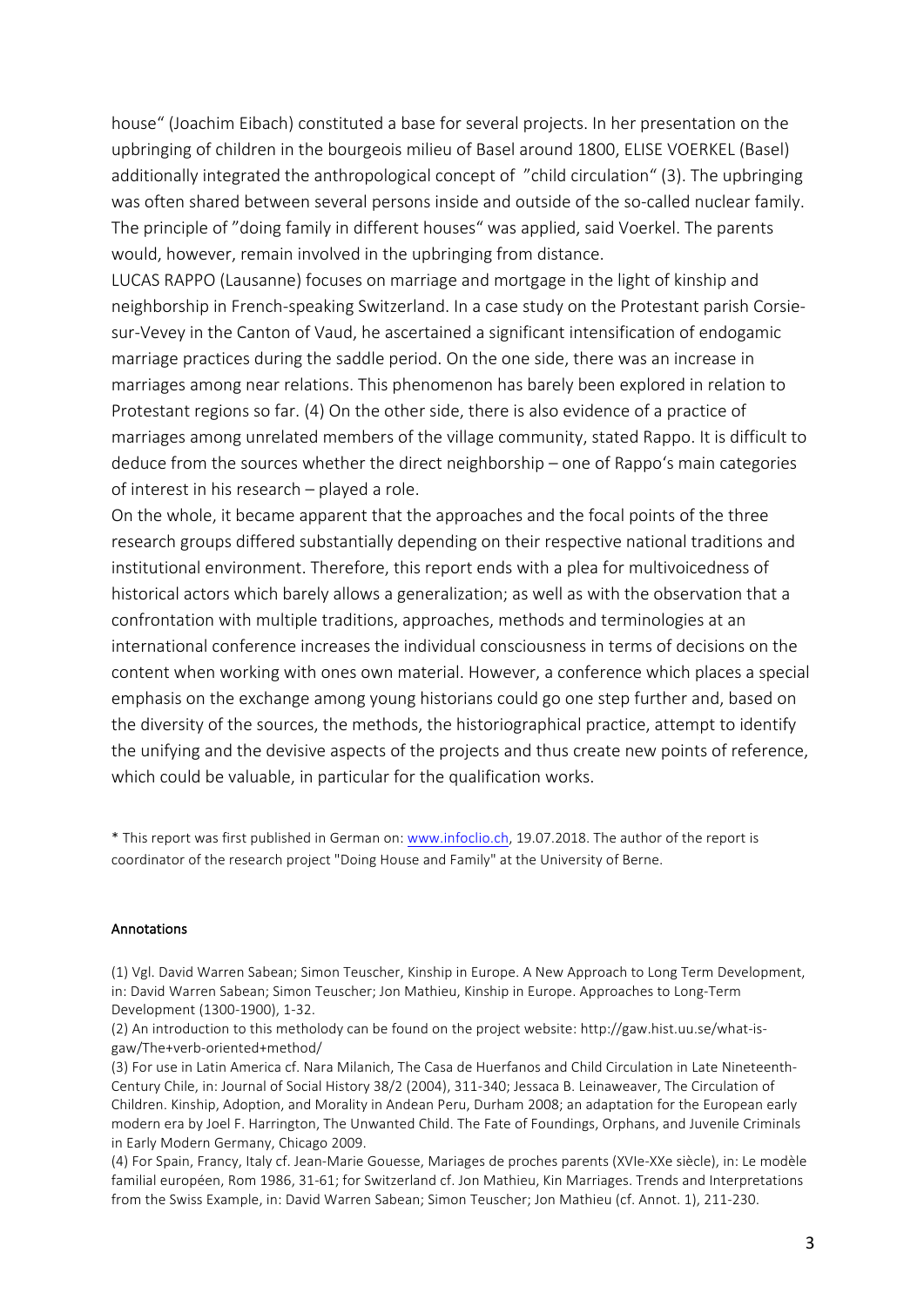house" (Joachim Eibach) constituted a base for several projects. In her presentation on the upbringing of children in the bourgeois milieu of Basel around 1800, ELISE VOERKEL (Basel) additionally integrated the anthropological concept of "child circulation" (3). The upbringing was often shared between several persons inside and outside of the so-called nuclear family. The principle of "doing family in different houses" was applied, said Voerkel. The parents would, however, remain involved in the upbringing from distance.

LUCAS RAPPO (Lausanne) focuses on marriage and mortgage in the light of kinship and neighborship in French-speaking Switzerland. In a case study on the Protestant parish Corsie-sur-Vevey in the Canton of Vaud, he ascertained a significant intensification of endogamic marriage practices during the saddle period. On the one side, there was an increase in marriages among near relations. This phenomenon has barely been explored in relation to Protestant regions so far. (4) On the other side, there is also evidence of a practice of marriages among unrelated members of the village community, stated Rappo. It is difficult to deduce from the sources whether the direct neighborship – one of Rappo's main categories of interest in his research – played a role.

On the whole, it became apparent that the approaches and the focal points of the three research groups differed substantially depending on their respective national traditions and institutional environment. Therefore, this report ends with a plea for multivoicedness of historical actors which barely allows a generalization; as well as with the observation that a confrontation with multiple traditions, approaches, methods and terminologies at an international conference increases the individual consciousness in terms of decisions on the content when working with ones own material. However, a conference which places a special emphasis on the exchange among young historians could go one step further and, based on the diversity of the sources, the methods, the historiographical practice, attempt to identify the unifying and the devisive aspects of the projects and thus create new points of reference, which could be valuable, in particular for the qualification works.

* This report was first published in German on: www.infoclio.ch, 19.07.2018. The author of the report is coordinator of the research project "Doing House and Family" at the University of Berne.

#### Annotations

(1) Vgl. David Warren Sabean; Simon Teuscher, Kinship in Europe. A New Approach to Long Term Development, in: David Warren Sabean; Simon Teuscher; Jon Mathieu, Kinship in Europe. Approaches to Long-Term Development (1300-1900), 1-32.

(2) An introduction to this metholody can be found on the project website: http://gaw.hist.uu.se/what-is-gaw/The+verb-oriented+method/

(3) For use in Latin America cf. Nara Milanich, The Casa de Huerfanos and Child Circulation in Late Nineteenth-Century Chile, in: Journal of Social History 38/2 (2004), 311-340; Jessaca B. Leinaweaver, The Circulation of Children. Kinship, Adoption, and Morality in Andean Peru, Durham 2008; an adaptation for the European early modern era by Joel F. Harrington, The Unwanted Child. The Fate of Foundings, Orphans, and Juvenile Criminals in Early Modern Germany, Chicago 2009.

(4) For Spain, Francy, Italy cf. Jean-Marie Gouesse, Mariages de proches parents (XVIe-XXe siècle), in: Le modèle familial européen, Rom 1986, 31-61; for Switzerland cf. Jon Mathieu, Kin Marriages. Trends and Interpretations from the Swiss Example, in: David Warren Sabean; Simon Teuscher; Jon Mathieu (cf. Annot. 1), 211-230.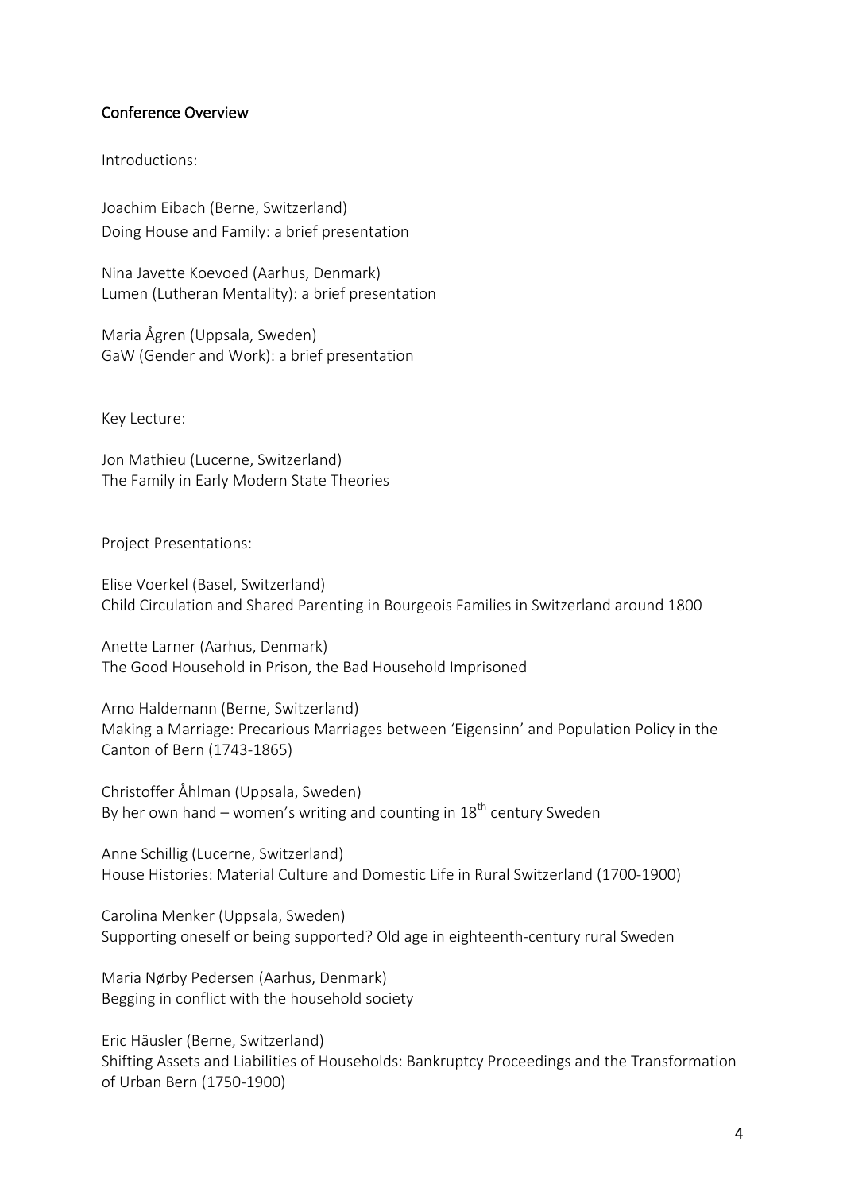## Conference Overview

Introductions:

Joachim Eibach (Berne, Switzerland)
Doing House and Family: a brief presentation

Nina Javette Koevoed (Aarhus, Denmark)
Lumen (Lutheran Mentality): a brief presentation

Maria Ågren (Uppsala, Sweden)
GaW (Gender and Work): a brief presentation

Key Lecture:

Jon Mathieu (Lucerne, Switzerland)
The Family in Early Modern State Theories

Project Presentations:

Elise Voerkel (Basel, Switzerland)
Child Circulation and Shared Parenting in Bourgeois Families in Switzerland around 1800

Anette Larner (Aarhus, Denmark)
The Good Household in Prison, the Bad Household Imprisoned

Arno Haldemann (Berne, Switzerland)
Making a Marriage: Precarious Marriages between 'Eigensinn' and Population Policy in the Canton of Bern (1743-1865)

Christoffer Åhlman (Uppsala, Sweden)
By her own hand – women's writing and counting in 18th century Sweden

Anne Schillig (Lucerne, Switzerland)
House Histories: Material Culture and Domestic Life in Rural Switzerland (1700-1900)

Carolina Menker (Uppsala, Sweden)
Supporting oneself or being supported? Old age in eighteenth-century rural Sweden

Maria Nørby Pedersen (Aarhus, Denmark)
Begging in conflict with the household society

Eric Häusler (Berne, Switzerland)
Shifting Assets and Liabilities of Households: Bankruptcy Proceedings and the Transformation of Urban Bern (1750-1900)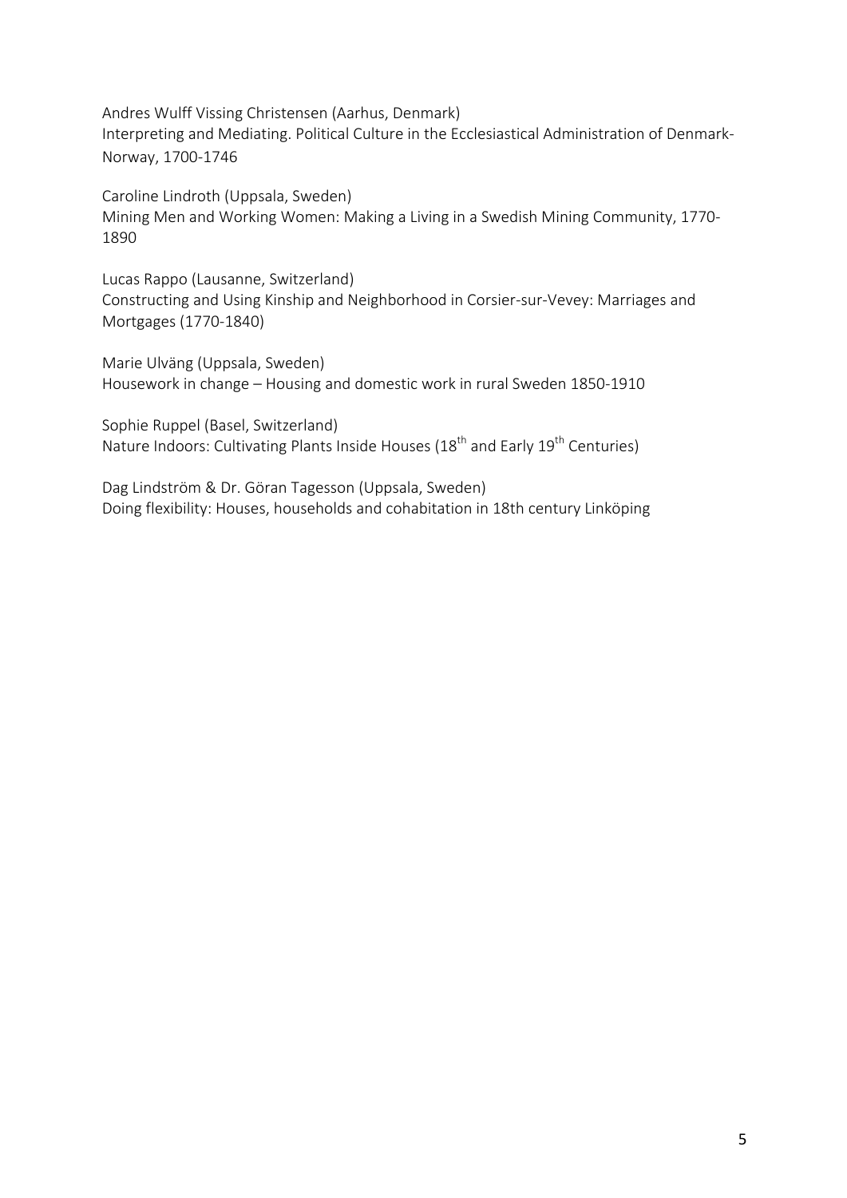Andres Wulff Vissing Christensen (Aarhus, Denmark)
Interpreting and Mediating. Political Culture in the Ecclesiastical Administration of Denmark-Norway, 1700-1746

Caroline Lindroth (Uppsala, Sweden)
Mining Men and Working Women: Making a Living in a Swedish Mining Community, 1770-1890

Lucas Rappo (Lausanne, Switzerland)
Constructing and Using Kinship and Neighborhood in Corsier-sur-Vevey: Marriages and Mortgages (1770-1840)

Marie Ulväng (Uppsala, Sweden)
Housework in change – Housing and domestic work in rural Sweden 1850-1910

Sophie Ruppel (Basel, Switzerland)
Nature Indoors: Cultivating Plants Inside Houses (18th and Early 19th Centuries)

Dag Lindström & Dr. Göran Tagesson (Uppsala, Sweden)
Doing flexibility: Houses, households and cohabitation in 18th century Linköping